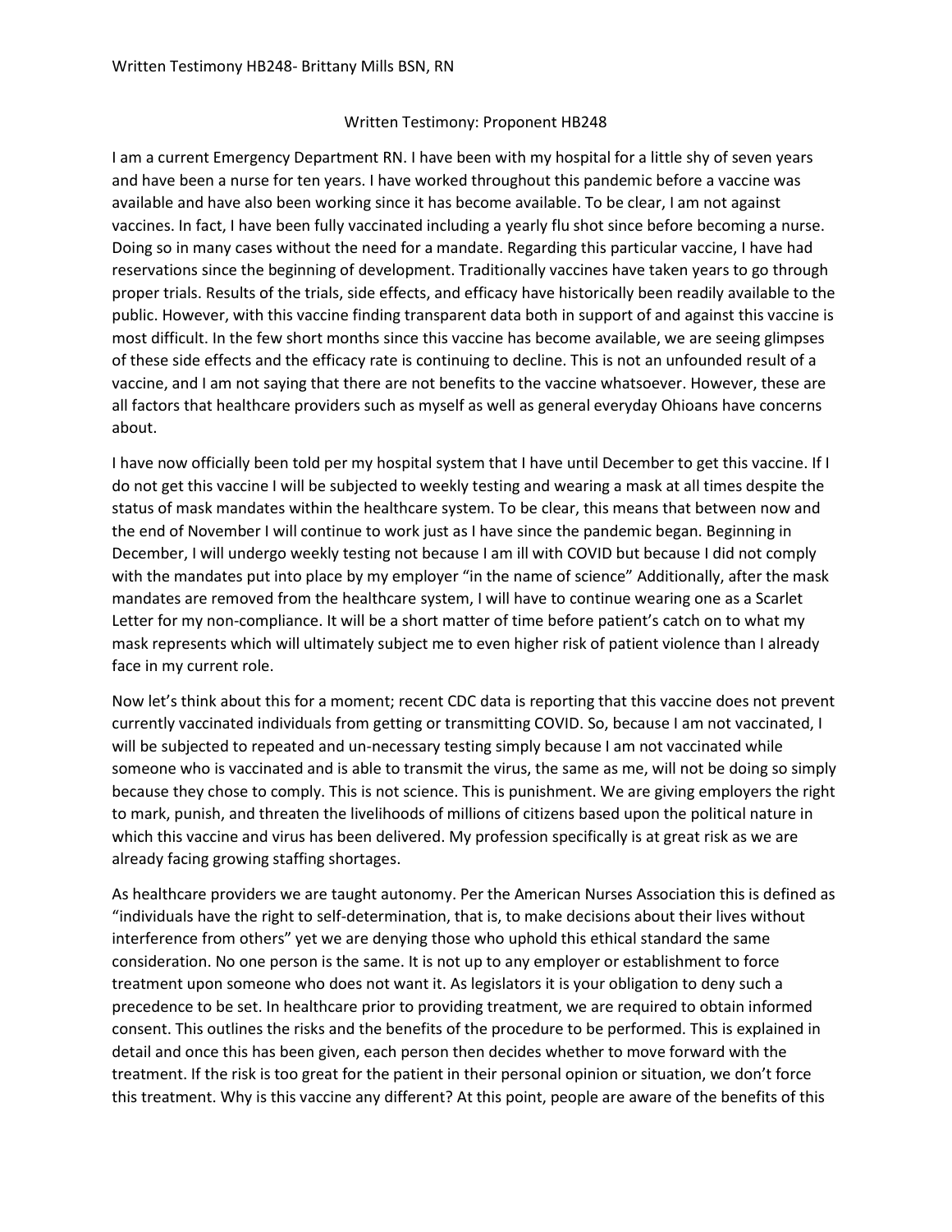# Written Testimony: Proponent HB248

I am a current Emergency Department RN. I have been with my hospital for a little shy of seven years and have been a nurse for ten years. I have worked throughout this pandemic before a vaccine was available and have also been working since it has become available. To be clear, I am not against vaccines. In fact, I have been fully vaccinated including a yearly flu shot since before becoming a nurse. Doing so in many cases without the need for a mandate. Regarding this particular vaccine, I have had reservations since the beginning of development. Traditionally vaccines have taken years to go through proper trials. Results of the trials, side effects, and efficacy have historically been readily available to the public. However, with this vaccine finding transparent data both in support of and against this vaccine is most difficult. In the few short months since this vaccine has become available, we are seeing glimpses of these side effects and the efficacy rate is continuing to decline. This is not an unfounded result of a vaccine, and I am not saying that there are not benefits to the vaccine whatsoever. However, these are all factors that healthcare providers such as myself as well as general everyday Ohioans have concerns about.

I have now officially been told per my hospital system that I have until December to get this vaccine. If I do not get this vaccine I will be subjected to weekly testing and wearing a mask at all times despite the status of mask mandates within the healthcare system. To be clear, this means that between now and the end of November I will continue to work just as I have since the pandemic began. Beginning in December, I will undergo weekly testing not because I am ill with COVID but because I did not comply with the mandates put into place by my employer "in the name of science" Additionally, after the mask mandates are removed from the healthcare system, I will have to continue wearing one as a Scarlet Letter for my non-compliance. It will be a short matter of time before patient's catch on to what my mask represents which will ultimately subject me to even higher risk of patient violence than I already face in my current role.

Now let's think about this for a moment; recent CDC data is reporting that this vaccine does not prevent currently vaccinated individuals from getting or transmitting COVID. So, because I am not vaccinated, I will be subjected to repeated and un-necessary testing simply because I am not vaccinated while someone who is vaccinated and is able to transmit the virus, the same as me, will not be doing so simply because they chose to comply. This is not science. This is punishment. We are giving employers the right to mark, punish, and threaten the livelihoods of millions of citizens based upon the political nature in which this vaccine and virus has been delivered. My profession specifically is at great risk as we are already facing growing staffing shortages.

As healthcare providers we are taught autonomy. Per the American Nurses Association this is defined as "individuals have the right to self-determination, that is, to make decisions about their lives without interference from others" yet we are denying those who uphold this ethical standard the same consideration. No one person is the same. It is not up to any employer or establishment to force treatment upon someone who does not want it. As legislators it is your obligation to deny such a precedence to be set. In healthcare prior to providing treatment, we are required to obtain informed consent. This outlines the risks and the benefits of the procedure to be performed. This is explained in detail and once this has been given, each person then decides whether to move forward with the treatment. If the risk is too great for the patient in their personal opinion or situation, we don't force this treatment. Why is this vaccine any different? At this point, people are aware of the benefits of this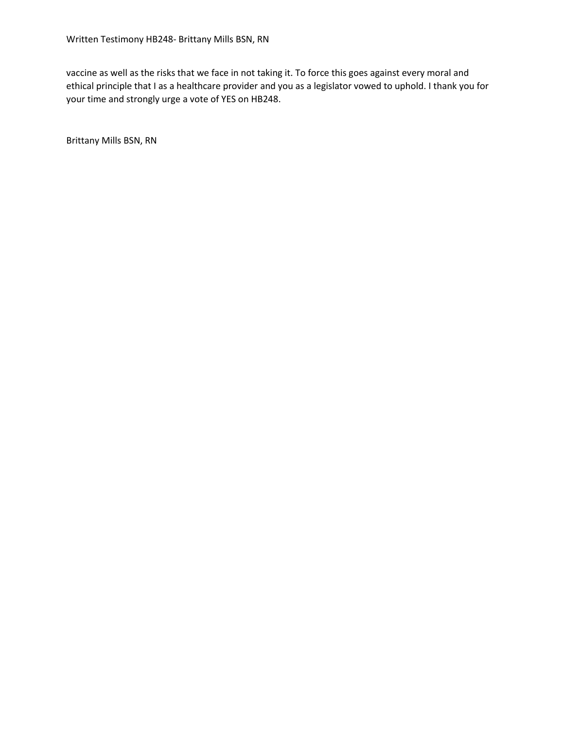vaccine as well as the risks that we face in not taking it. To force this goes against every moral and ethical principle that I as a healthcare provider and you as a legislator vowed to uphold. I thank you for your time and strongly urge a vote of YES on HB248.

Brittany Mills BSN, RN